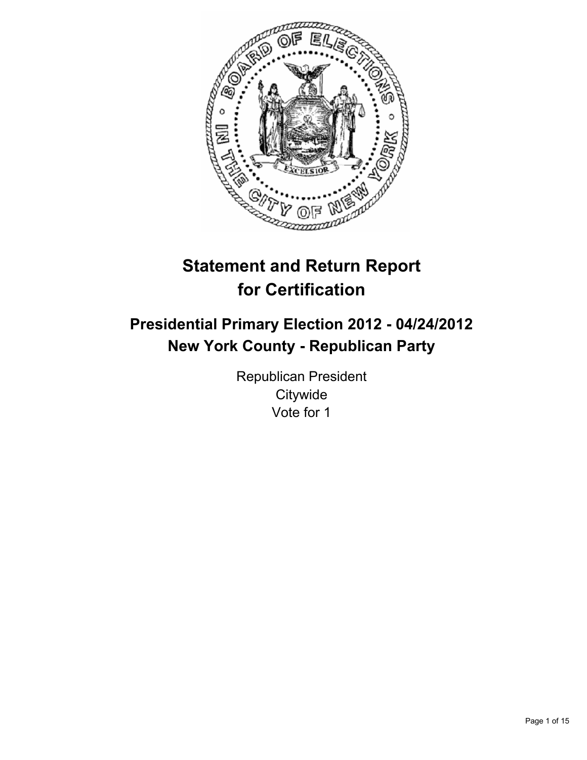# Statement and Return Report for Certification

## Presidential Primary Election 2012 - 04/24/2012
## New York County - Republican Party

Republican President
Citywide
Vote for 1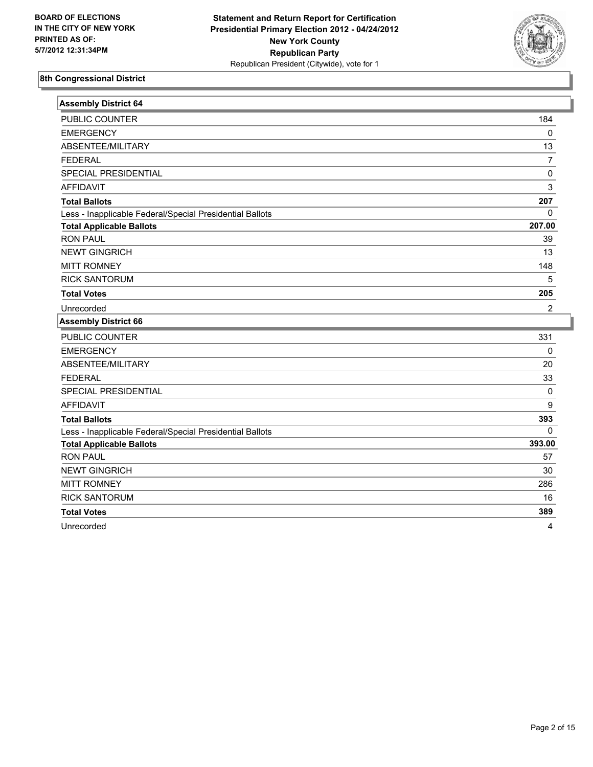BOARD OF ELECTIONS
IN THE CITY OF NEW YORK
PRINTED AS OF:
5/7/2012 12:31:34PM

**Statement and Return Report for Certification**
**Presidential Primary Election 2012 - 04/24/2012**
**New York County**
**Republican Party**
Republican President (Citywide), vote for 1

### 8th Congressional District

| **Assembly District 64** | |
|---|---|
| PUBLIC COUNTER | 184 |
| EMERGENCY | 0 |
| ABSENTEE/MILITARY | 13 |
| FEDERAL | 7 |
| SPECIAL PRESIDENTIAL | 0 |
| AFFIDAVIT | 3 |
| **Total Ballots** | **207** |
| Less - Inapplicable Federal/Special Presidential Ballots | 0 |
| **Total Applicable Ballots** | **207.00** |
| RON PAUL | 39 |
| NEWT GINGRICH | 13 |
| MITT ROMNEY | 148 |
| RICK SANTORUM | 5 |
| **Total Votes** | **205** |
| Unrecorded | 2 |

| **Assembly District 66** | |
|---|---|
| PUBLIC COUNTER | 331 |
| EMERGENCY | 0 |
| ABSENTEE/MILITARY | 20 |
| FEDERAL | 33 |
| SPECIAL PRESIDENTIAL | 0 |
| AFFIDAVIT | 9 |
| **Total Ballots** | **393** |
| Less - Inapplicable Federal/Special Presidential Ballots | 0 |
| **Total Applicable Ballots** | **393.00** |
| RON PAUL | 57 |
| NEWT GINGRICH | 30 |
| MITT ROMNEY | 286 |
| RICK SANTORUM | 16 |
| **Total Votes** | **389** |
| Unrecorded | 4 |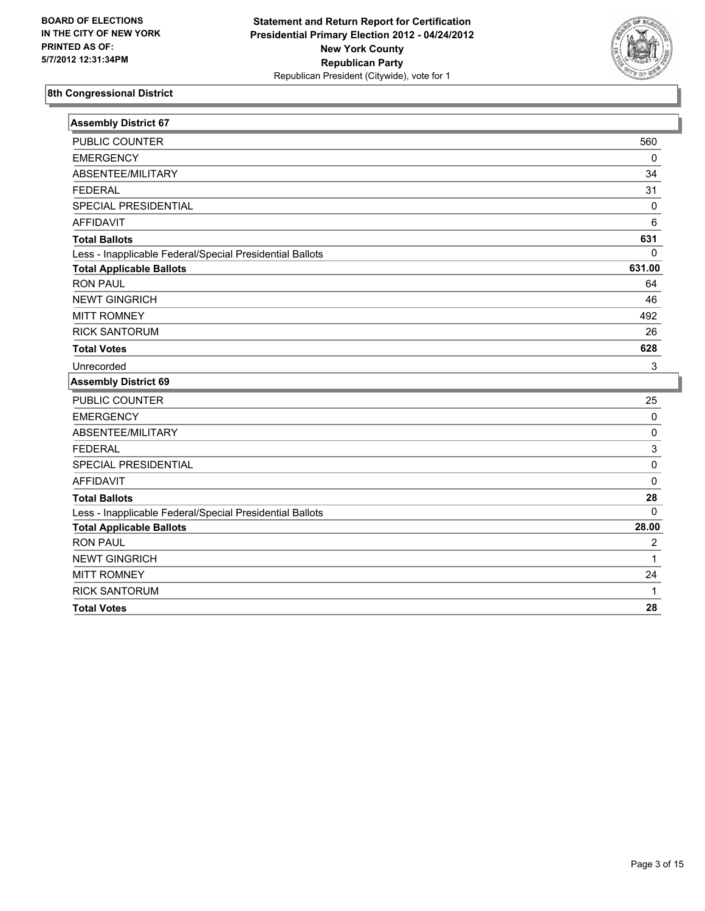BOARD OF ELECTIONS
IN THE CITY OF NEW YORK
PRINTED AS OF:
5/7/2012 12:31:34PM

**Statement and Return Report for Certification**
**Presidential Primary Election 2012 - 04/24/2012**
**New York County**
**Republican Party**
Republican President (Citywide), vote for 1

## 8th Congressional District

### Assembly District 67

| | |
|---|---|
| PUBLIC COUNTER | 560 |
| EMERGENCY | 0 |
| ABSENTEE/MILITARY | 34 |
| FEDERAL | 31 |
| SPECIAL PRESIDENTIAL | 0 |
| AFFIDAVIT | 6 |
| **Total Ballots** | **631** |
| Less - Inapplicable Federal/Special Presidential Ballots | 0 |
| **Total Applicable Ballots** | **631.00** |
| RON PAUL | 64 |
| NEWT GINGRICH | 46 |
| MITT ROMNEY | 492 |
| RICK SANTORUM | 26 |
| **Total Votes** | **628** |
| Unrecorded | 3 |

### Assembly District 69

| | |
|---|---|
| PUBLIC COUNTER | 25 |
| EMERGENCY | 0 |
| ABSENTEE/MILITARY | 0 |
| FEDERAL | 3 |
| SPECIAL PRESIDENTIAL | 0 |
| AFFIDAVIT | 0 |
| **Total Ballots** | **28** |
| Less - Inapplicable Federal/Special Presidential Ballots | 0 |
| **Total Applicable Ballots** | **28.00** |
| RON PAUL | 2 |
| NEWT GINGRICH | 1 |
| MITT ROMNEY | 24 |
| RICK SANTORUM | 1 |
| **Total Votes** | **28** |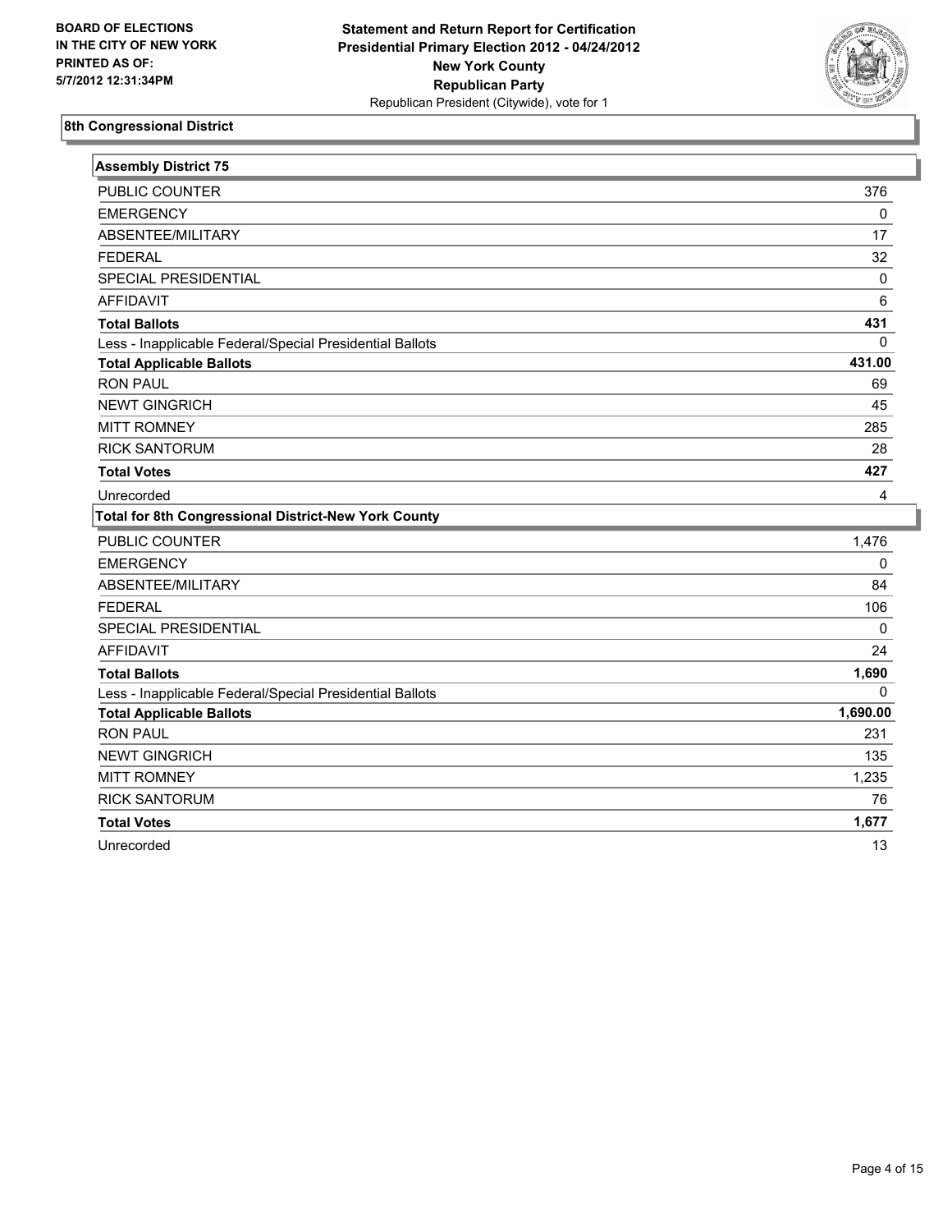BOARD OF ELECTIONS
IN THE CITY OF NEW YORK
PRINTED AS OF:
5/7/2012 12:31:34PM

**Statement and Return Report for Certification**
**Presidential Primary Election 2012 - 04/24/2012**
**New York County**
**Republican Party**
Republican President (Citywide), vote for 1

## 8th Congressional District

### Assembly District 75

| | |
|---|---|
| PUBLIC COUNTER | 376 |
| EMERGENCY | 0 |
| ABSENTEE/MILITARY | 17 |
| FEDERAL | 32 |
| SPECIAL PRESIDENTIAL | 0 |
| AFFIDAVIT | 6 |
| **Total Ballots** | **431** |
| Less - Inapplicable Federal/Special Presidential Ballots | 0 |
| **Total Applicable Ballots** | **431.00** |
| RON PAUL | 69 |
| NEWT GINGRICH | 45 |
| MITT ROMNEY | 285 |
| RICK SANTORUM | 28 |
| **Total Votes** | **427** |
| Unrecorded | 4 |

### Total for 8th Congressional District-New York County

| | |
|---|---|
| PUBLIC COUNTER | 1,476 |
| EMERGENCY | 0 |
| ABSENTEE/MILITARY | 84 |
| FEDERAL | 106 |
| SPECIAL PRESIDENTIAL | 0 |
| AFFIDAVIT | 24 |
| **Total Ballots** | **1,690** |
| Less - Inapplicable Federal/Special Presidential Ballots | 0 |
| **Total Applicable Ballots** | **1,690.00** |
| RON PAUL | 231 |
| NEWT GINGRICH | 135 |
| MITT ROMNEY | 1,235 |
| RICK SANTORUM | 76 |
| **Total Votes** | **1,677** |
| Unrecorded | 13 |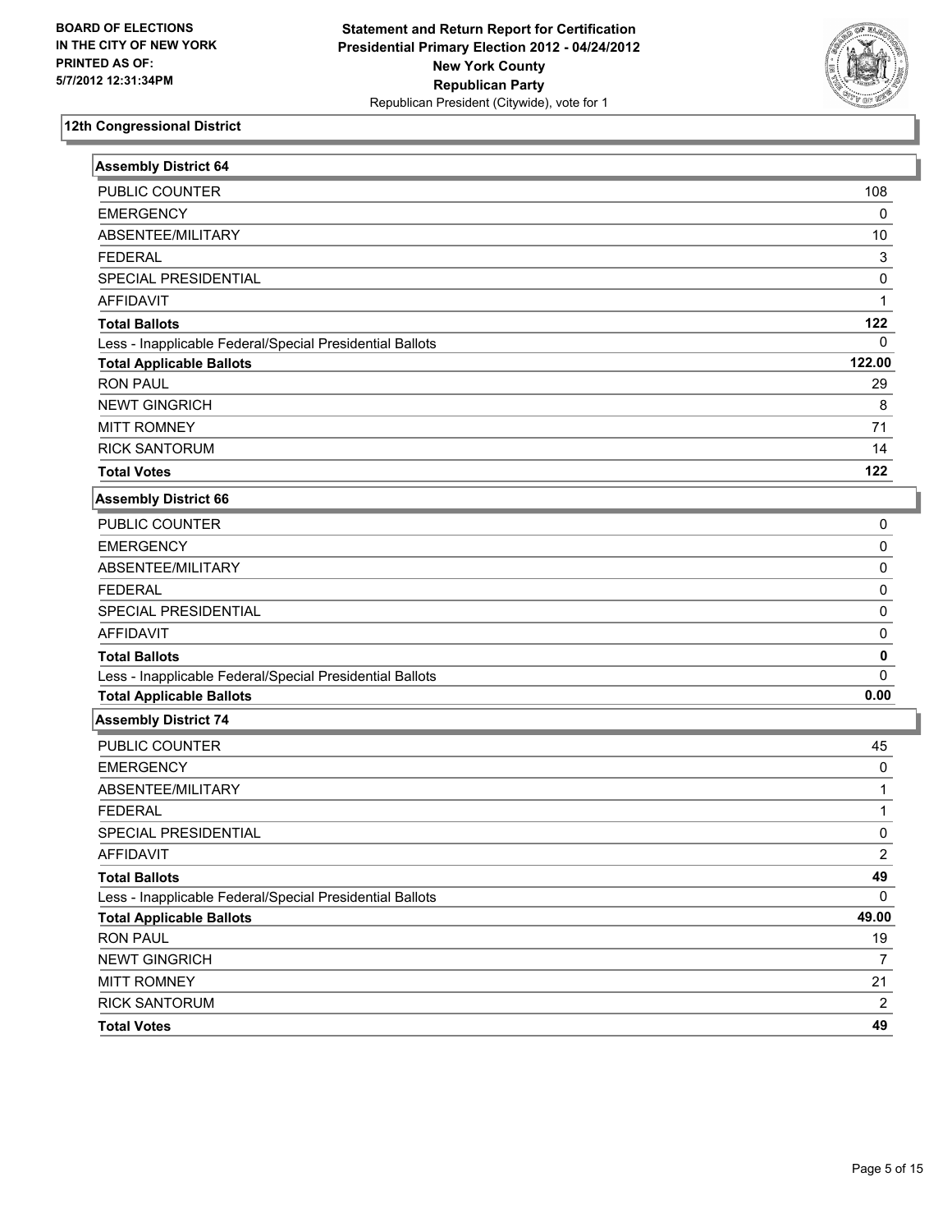**BOARD OF ELECTIONS IN THE CITY OF NEW YORK PRINTED AS OF: 5/7/2012 12:31:34PM**

**Statement and Return Report for Certification Presidential Primary Election 2012 - 04/24/2012 New York County Republican Party**
Republican President (Citywide), vote for 1

## 12th Congressional District

### Assembly District 64

| | |
|---|---|
| PUBLIC COUNTER | 108 |
| EMERGENCY | 0 |
| ABSENTEE/MILITARY | 10 |
| FEDERAL | 3 |
| SPECIAL PRESIDENTIAL | 0 |
| AFFIDAVIT | 1 |
| **Total Ballots** | **122** |
| Less - Inapplicable Federal/Special Presidential Ballots | 0 |
| **Total Applicable Ballots** | **122.00** |
| RON PAUL | 29 |
| NEWT GINGRICH | 8 |
| MITT ROMNEY | 71 |
| RICK SANTORUM | 14 |
| **Total Votes** | **122** |

### Assembly District 66

| | |
|---|---|
| PUBLIC COUNTER | 0 |
| EMERGENCY | 0 |
| ABSENTEE/MILITARY | 0 |
| FEDERAL | 0 |
| SPECIAL PRESIDENTIAL | 0 |
| AFFIDAVIT | 0 |
| **Total Ballots** | **0** |
| Less - Inapplicable Federal/Special Presidential Ballots | 0 |
| **Total Applicable Ballots** | **0.00** |

### Assembly District 74

| | |
|---|---|
| PUBLIC COUNTER | 45 |
| EMERGENCY | 0 |
| ABSENTEE/MILITARY | 1 |
| FEDERAL | 1 |
| SPECIAL PRESIDENTIAL | 0 |
| AFFIDAVIT | 2 |
| **Total Ballots** | **49** |
| Less - Inapplicable Federal/Special Presidential Ballots | 0 |
| **Total Applicable Ballots** | **49.00** |
| RON PAUL | 19 |
| NEWT GINGRICH | 7 |
| MITT ROMNEY | 21 |
| RICK SANTORUM | 2 |
| **Total Votes** | **49** |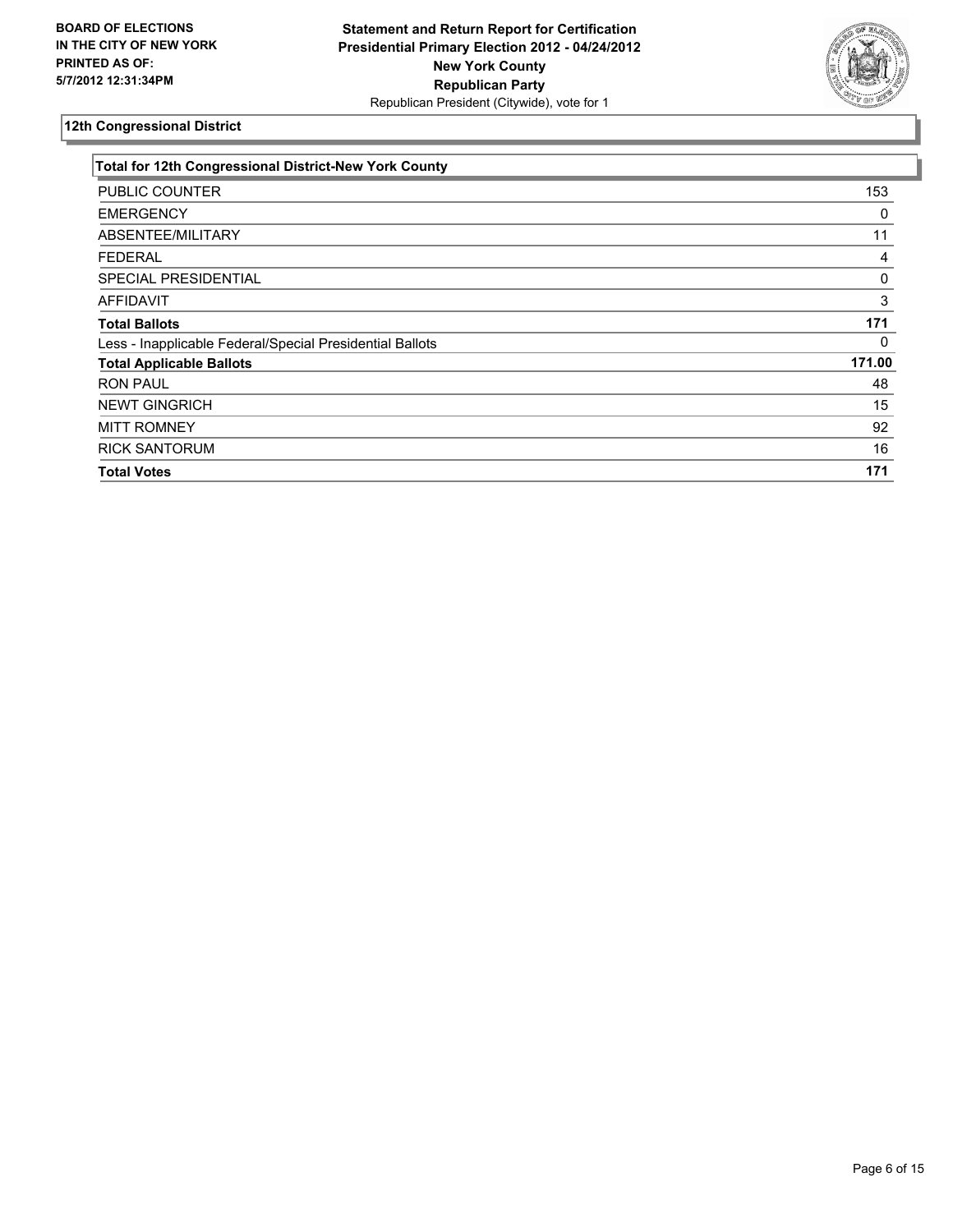BOARD OF ELECTIONS
IN THE CITY OF NEW YORK
PRINTED AS OF:
5/7/2012 12:31:34PM

**Statement and Return Report for Certification**
**Presidential Primary Election 2012 - 04/24/2012**
**New York County**
**Republican Party**
Republican President (Citywide), vote for 1

## 12th Congressional District

| Total for 12th Congressional District-New York County | |
|---|---|
| PUBLIC COUNTER | 153 |
| EMERGENCY | 0 |
| ABSENTEE/MILITARY | 11 |
| FEDERAL | 4 |
| SPECIAL PRESIDENTIAL | 0 |
| AFFIDAVIT | 3 |
| **Total Ballots** | **171** |
| Less - Inapplicable Federal/Special Presidential Ballots | 0 |
| **Total Applicable Ballots** | **171.00** |
| RON PAUL | 48 |
| NEWT GINGRICH | 15 |
| MITT ROMNEY | 92 |
| RICK SANTORUM | 16 |
| **Total Votes** | **171** |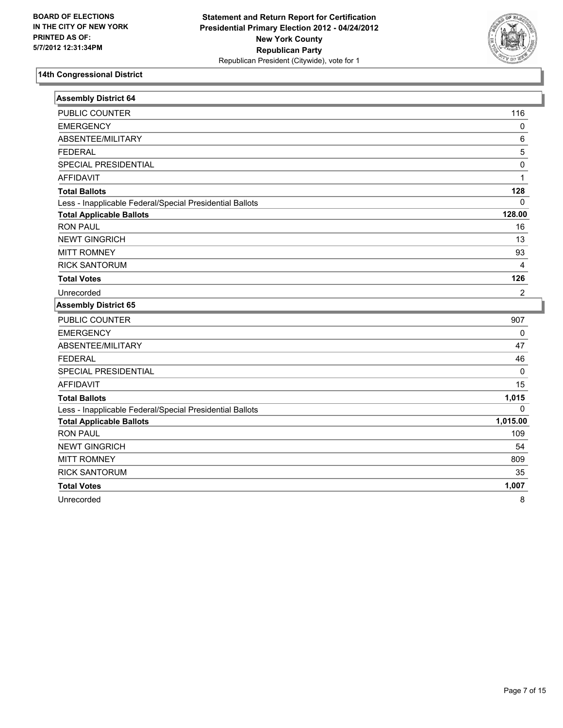**BOARD OF ELECTIONS IN THE CITY OF NEW YORK PRINTED AS OF: 5/7/2012 12:31:34PM**

**Statement and Return Report for Certification Presidential Primary Election 2012 - 04/24/2012 New York County Republican Party**
Republican President (Citywide), vote for 1

## 14th Congressional District

### Assembly District 64

| | |
|---|---|
| PUBLIC COUNTER | 116 |
| EMERGENCY | 0 |
| ABSENTEE/MILITARY | 6 |
| FEDERAL | 5 |
| SPECIAL PRESIDENTIAL | 0 |
| AFFIDAVIT | 1 |
| **Total Ballots** | **128** |
| Less - Inapplicable Federal/Special Presidential Ballots | 0 |
| **Total Applicable Ballots** | **128.00** |
| RON PAUL | 16 |
| NEWT GINGRICH | 13 |
| MITT ROMNEY | 93 |
| RICK SANTORUM | 4 |
| **Total Votes** | **126** |
| Unrecorded | 2 |

### Assembly District 65

| | |
|---|---|
| PUBLIC COUNTER | 907 |
| EMERGENCY | 0 |
| ABSENTEE/MILITARY | 47 |
| FEDERAL | 46 |
| SPECIAL PRESIDENTIAL | 0 |
| AFFIDAVIT | 15 |
| **Total Ballots** | **1,015** |
| Less - Inapplicable Federal/Special Presidential Ballots | 0 |
| **Total Applicable Ballots** | **1,015.00** |
| RON PAUL | 109 |
| NEWT GINGRICH | 54 |
| MITT ROMNEY | 809 |
| RICK SANTORUM | 35 |
| **Total Votes** | **1,007** |
| Unrecorded | 8 |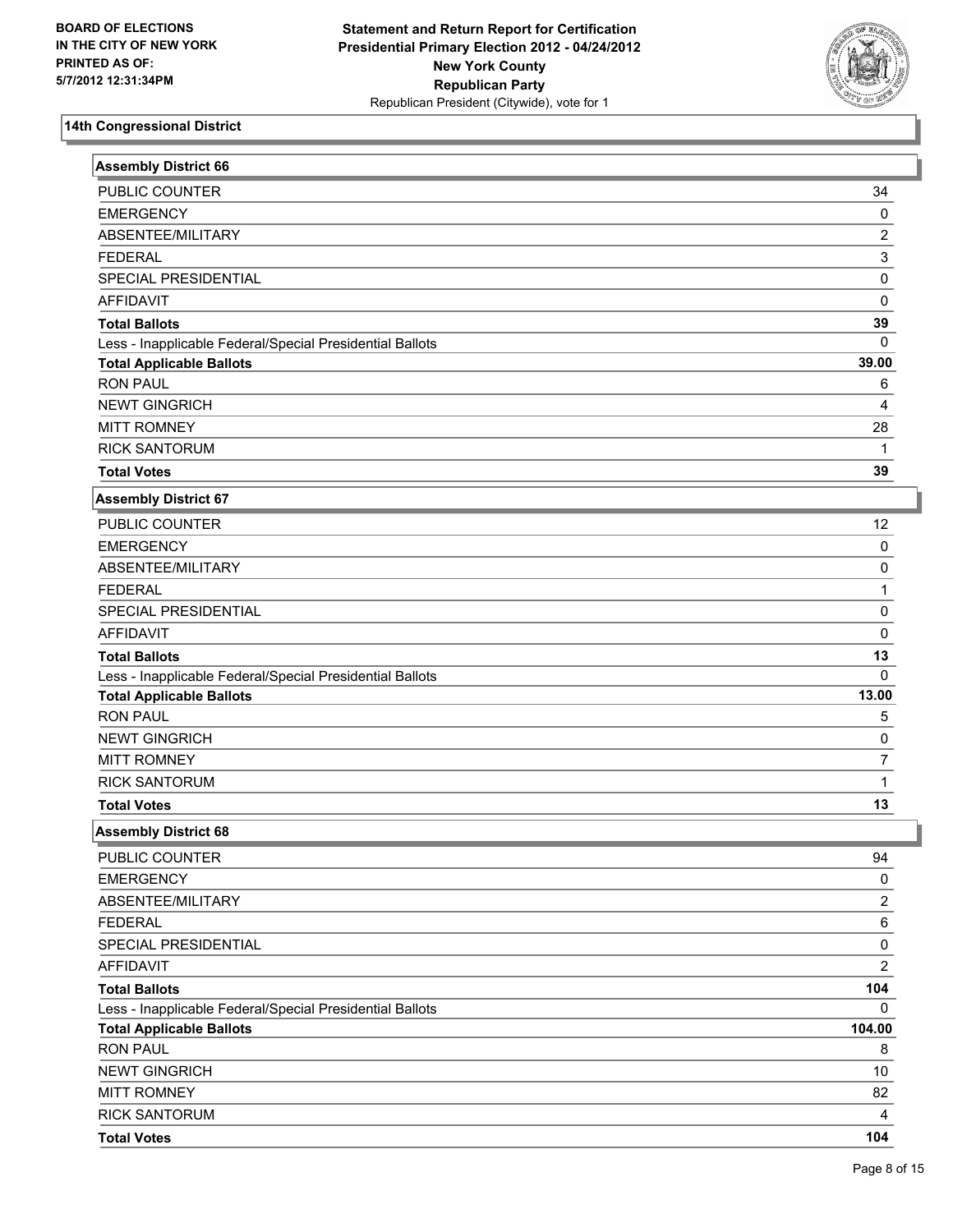BOARD OF ELECTIONS
IN THE CITY OF NEW YORK
PRINTED AS OF:
5/7/2012 12:31:34PM

**Statement and Return Report for Certification**
**Presidential Primary Election 2012 - 04/24/2012**
**New York County**
**Republican Party**
Republican President (Citywide), vote for 1

## 14th Congressional District

### Assembly District 66

| | |
|---|---|
| PUBLIC COUNTER | 34 |
| EMERGENCY | 0 |
| ABSENTEE/MILITARY | 2 |
| FEDERAL | 3 |
| SPECIAL PRESIDENTIAL | 0 |
| AFFIDAVIT | 0 |
| **Total Ballots** | **39** |
| Less - Inapplicable Federal/Special Presidential Ballots | 0 |
| **Total Applicable Ballots** | **39.00** |
| RON PAUL | 6 |
| NEWT GINGRICH | 4 |
| MITT ROMNEY | 28 |
| RICK SANTORUM | 1 |
| **Total Votes** | **39** |

### Assembly District 67

| | |
|---|---|
| PUBLIC COUNTER | 12 |
| EMERGENCY | 0 |
| ABSENTEE/MILITARY | 0 |
| FEDERAL | 1 |
| SPECIAL PRESIDENTIAL | 0 |
| AFFIDAVIT | 0 |
| **Total Ballots** | **13** |
| Less - Inapplicable Federal/Special Presidential Ballots | 0 |
| **Total Applicable Ballots** | **13.00** |
| RON PAUL | 5 |
| NEWT GINGRICH | 0 |
| MITT ROMNEY | 7 |
| RICK SANTORUM | 1 |
| **Total Votes** | **13** |

### Assembly District 68

| | |
|---|---|
| PUBLIC COUNTER | 94 |
| EMERGENCY | 0 |
| ABSENTEE/MILITARY | 2 |
| FEDERAL | 6 |
| SPECIAL PRESIDENTIAL | 0 |
| AFFIDAVIT | 2 |
| **Total Ballots** | **104** |
| Less - Inapplicable Federal/Special Presidential Ballots | 0 |
| **Total Applicable Ballots** | **104.00** |
| RON PAUL | 8 |
| NEWT GINGRICH | 10 |
| MITT ROMNEY | 82 |
| RICK SANTORUM | 4 |
| **Total Votes** | **104** |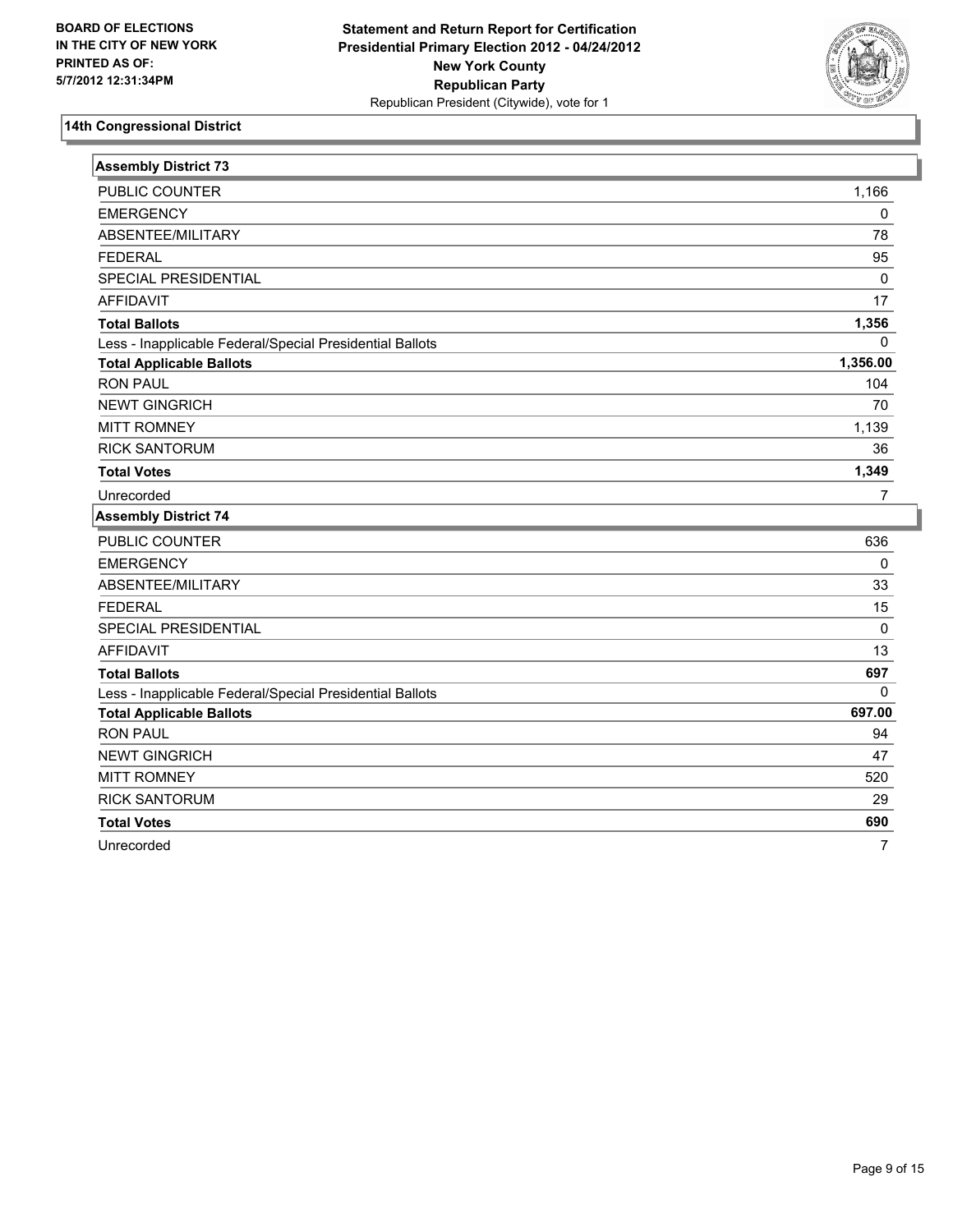**BOARD OF ELECTIONS IN THE CITY OF NEW YORK PRINTED AS OF: 5/7/2012 12:31:34PM**

**Statement and Return Report for Certification Presidential Primary Election 2012 - 04/24/2012 New York County Republican Party**
Republican President (Citywide), vote for 1

## 14th Congressional District

### Assembly District 73

| | |
|---|---|
| PUBLIC COUNTER | 1,166 |
| EMERGENCY | 0 |
| ABSENTEE/MILITARY | 78 |
| FEDERAL | 95 |
| SPECIAL PRESIDENTIAL | 0 |
| AFFIDAVIT | 17 |
| **Total Ballots** | **1,356** |
| Less - Inapplicable Federal/Special Presidential Ballots | 0 |
| **Total Applicable Ballots** | **1,356.00** |
| RON PAUL | 104 |
| NEWT GINGRICH | 70 |
| MITT ROMNEY | 1,139 |
| RICK SANTORUM | 36 |
| **Total Votes** | **1,349** |
| Unrecorded | 7 |

### Assembly District 74

| | |
|---|---|
| PUBLIC COUNTER | 636 |
| EMERGENCY | 0 |
| ABSENTEE/MILITARY | 33 |
| FEDERAL | 15 |
| SPECIAL PRESIDENTIAL | 0 |
| AFFIDAVIT | 13 |
| **Total Ballots** | **697** |
| Less - Inapplicable Federal/Special Presidential Ballots | 0 |
| **Total Applicable Ballots** | **697.00** |
| RON PAUL | 94 |
| NEWT GINGRICH | 47 |
| MITT ROMNEY | 520 |
| RICK SANTORUM | 29 |
| **Total Votes** | **690** |
| Unrecorded | 7 |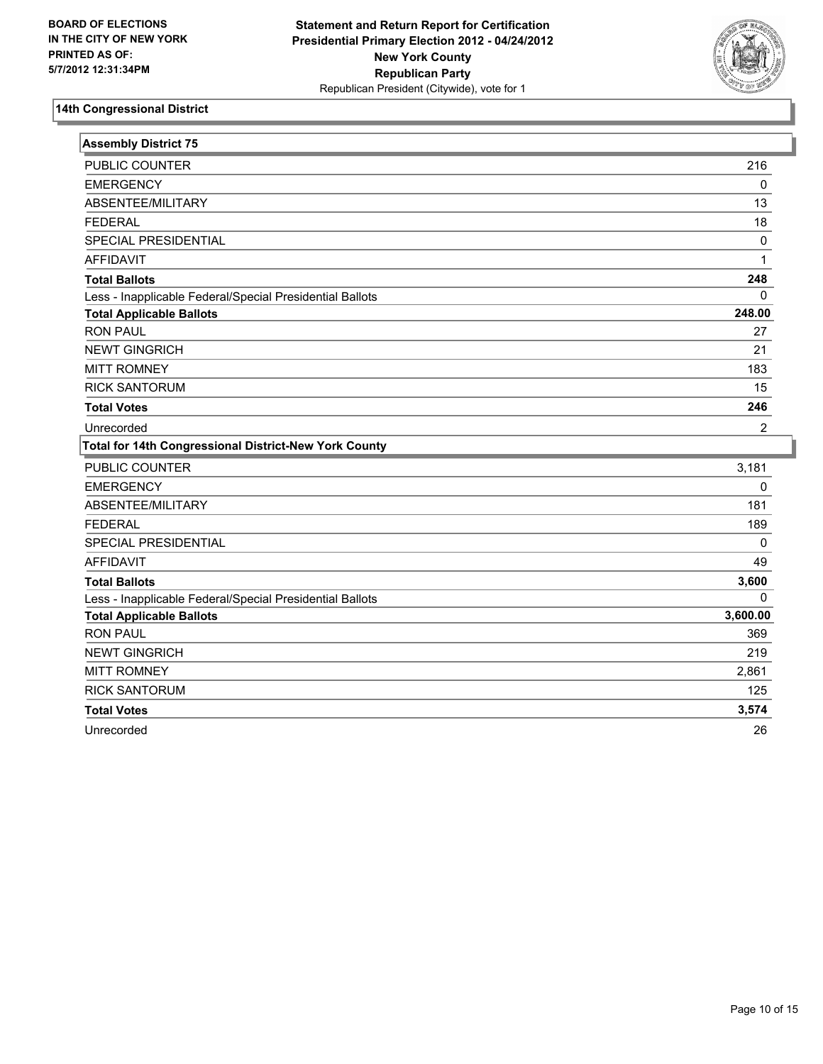BOARD OF ELECTIONS
IN THE CITY OF NEW YORK
PRINTED AS OF:
5/7/2012 12:31:34PM

**Statement and Return Report for Certification**
**Presidential Primary Election 2012 - 04/24/2012**
**New York County**
**Republican Party**
Republican President (Citywide), vote for 1

## 14th Congressional District

| Assembly District 75 | |
|---|---|
| PUBLIC COUNTER | 216 |
| EMERGENCY | 0 |
| ABSENTEE/MILITARY | 13 |
| FEDERAL | 18 |
| SPECIAL PRESIDENTIAL | 0 |
| AFFIDAVIT | 1 |
| **Total Ballots** | **248** |
| Less - Inapplicable Federal/Special Presidential Ballots | 0 |
| **Total Applicable Ballots** | **248.00** |
| RON PAUL | 27 |
| NEWT GINGRICH | 21 |
| MITT ROMNEY | 183 |
| RICK SANTORUM | 15 |
| **Total Votes** | **246** |
| Unrecorded | 2 |

| Total for 14th Congressional District-New York County | |
|---|---|
| PUBLIC COUNTER | 3,181 |
| EMERGENCY | 0 |
| ABSENTEE/MILITARY | 181 |
| FEDERAL | 189 |
| SPECIAL PRESIDENTIAL | 0 |
| AFFIDAVIT | 49 |
| **Total Ballots** | **3,600** |
| Less - Inapplicable Federal/Special Presidential Ballots | 0 |
| **Total Applicable Ballots** | **3,600.00** |
| RON PAUL | 369 |
| NEWT GINGRICH | 219 |
| MITT ROMNEY | 2,861 |
| RICK SANTORUM | 125 |
| **Total Votes** | **3,574** |
| Unrecorded | 26 |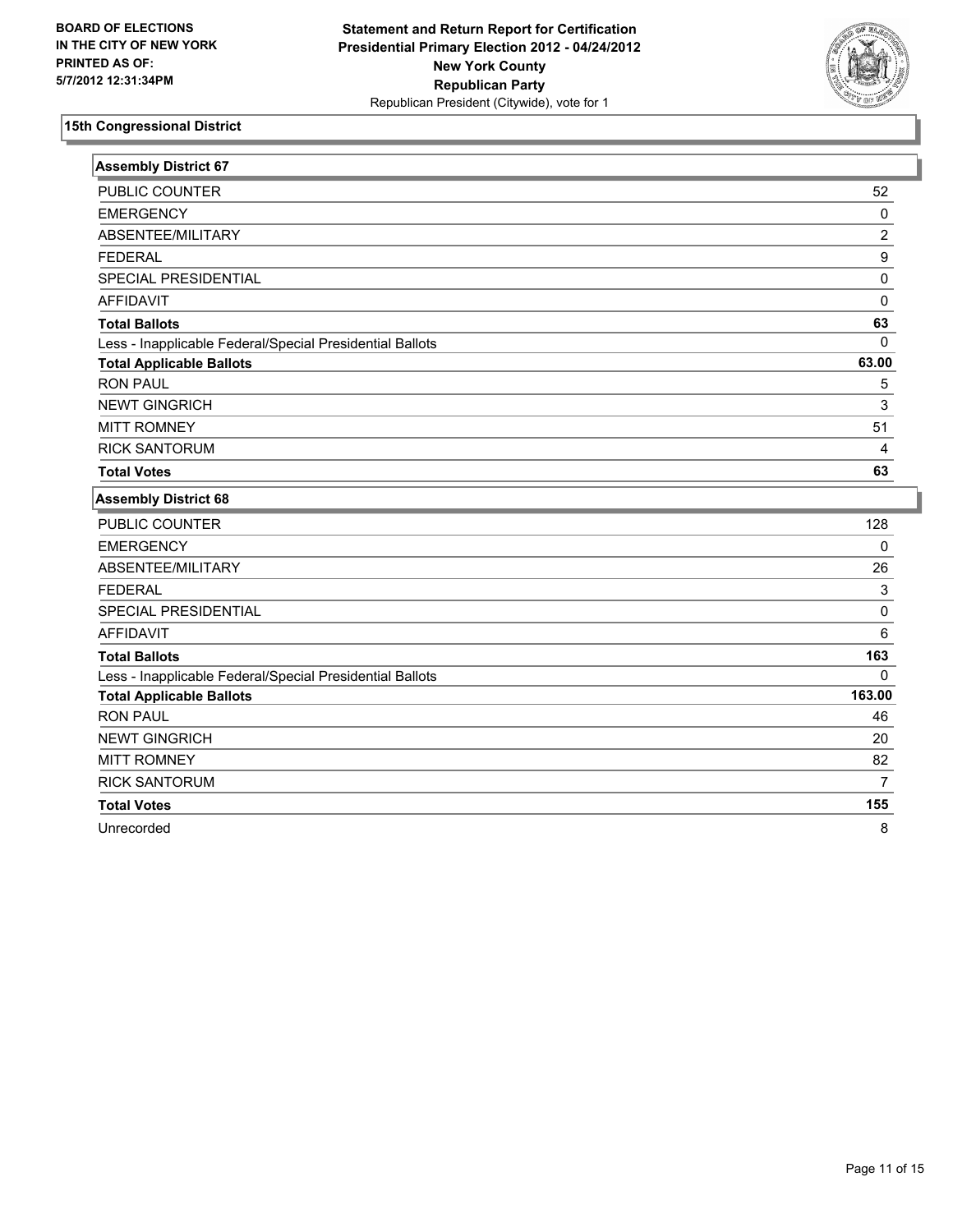BOARD OF ELECTIONS
IN THE CITY OF NEW YORK
PRINTED AS OF:
5/7/2012 12:31:34PM

**Statement and Return Report for Certification**
**Presidential Primary Election 2012 - 04/24/2012**
**New York County**
**Republican Party**
Republican President (Citywide), vote for 1

### 15th Congressional District

| **Assembly District 67** | |
|---|---|
| PUBLIC COUNTER | 52 |
| EMERGENCY | 0 |
| ABSENTEE/MILITARY | 2 |
| FEDERAL | 9 |
| SPECIAL PRESIDENTIAL | 0 |
| AFFIDAVIT | 0 |
| **Total Ballots** | **63** |
| Less - Inapplicable Federal/Special Presidential Ballots | 0 |
| **Total Applicable Ballots** | **63.00** |
| RON PAUL | 5 |
| NEWT GINGRICH | 3 |
| MITT ROMNEY | 51 |
| RICK SANTORUM | 4 |
| **Total Votes** | **63** |

| **Assembly District 68** | |
|---|---|
| PUBLIC COUNTER | 128 |
| EMERGENCY | 0 |
| ABSENTEE/MILITARY | 26 |
| FEDERAL | 3 |
| SPECIAL PRESIDENTIAL | 0 |
| AFFIDAVIT | 6 |
| **Total Ballots** | **163** |
| Less - Inapplicable Federal/Special Presidential Ballots | 0 |
| **Total Applicable Ballots** | **163.00** |
| RON PAUL | 46 |
| NEWT GINGRICH | 20 |
| MITT ROMNEY | 82 |
| RICK SANTORUM | 7 |
| **Total Votes** | **155** |
| Unrecorded | 8 |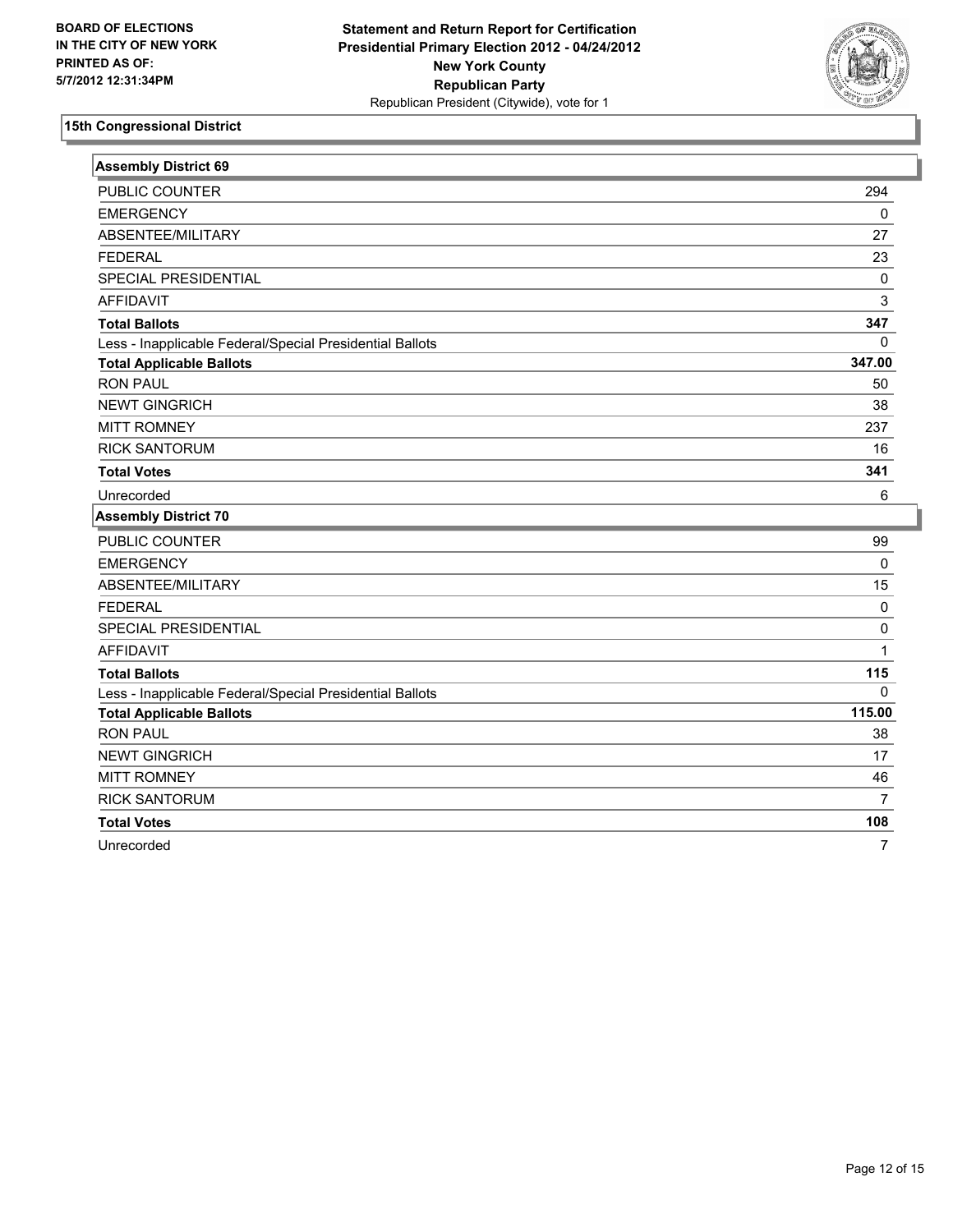BOARD OF ELECTIONS
IN THE CITY OF NEW YORK
PRINTED AS OF:
5/7/2012 12:31:34PM

**Statement and Return Report for Certification**
**Presidential Primary Election 2012 - 04/24/2012**
**New York County**
**Republican Party**
Republican President (Citywide), vote for 1

## 15th Congressional District

### Assembly District 69

| | |
|---|---|
| PUBLIC COUNTER | 294 |
| EMERGENCY | 0 |
| ABSENTEE/MILITARY | 27 |
| FEDERAL | 23 |
| SPECIAL PRESIDENTIAL | 0 |
| AFFIDAVIT | 3 |
| **Total Ballots** | **347** |
| Less - Inapplicable Federal/Special Presidential Ballots | 0 |
| **Total Applicable Ballots** | **347.00** |
| RON PAUL | 50 |
| NEWT GINGRICH | 38 |
| MITT ROMNEY | 237 |
| RICK SANTORUM | 16 |
| **Total Votes** | **341** |
| Unrecorded | 6 |

### Assembly District 70

| | |
|---|---|
| PUBLIC COUNTER | 99 |
| EMERGENCY | 0 |
| ABSENTEE/MILITARY | 15 |
| FEDERAL | 0 |
| SPECIAL PRESIDENTIAL | 0 |
| AFFIDAVIT | 1 |
| **Total Ballots** | **115** |
| Less - Inapplicable Federal/Special Presidential Ballots | 0 |
| **Total Applicable Ballots** | **115.00** |
| RON PAUL | 38 |
| NEWT GINGRICH | 17 |
| MITT ROMNEY | 46 |
| RICK SANTORUM | 7 |
| **Total Votes** | **108** |
| Unrecorded | 7 |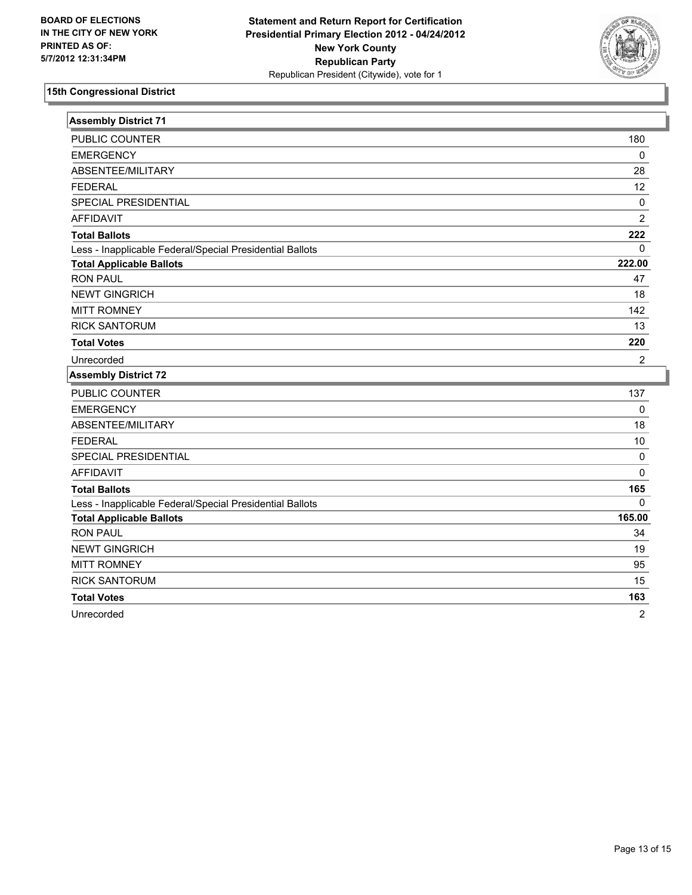BOARD OF ELECTIONS
IN THE CITY OF NEW YORK
PRINTED AS OF:
5/7/2012 12:31:34PM

**Statement and Return Report for Certification**
**Presidential Primary Election 2012 - 04/24/2012**
**New York County**
**Republican Party**
Republican President (Citywide), vote for 1

## 15th Congressional District

### Assembly District 71

| | |
|---|---|
| PUBLIC COUNTER | 180 |
| EMERGENCY | 0 |
| ABSENTEE/MILITARY | 28 |
| FEDERAL | 12 |
| SPECIAL PRESIDENTIAL | 0 |
| AFFIDAVIT | 2 |
| **Total Ballots** | **222** |
| Less - Inapplicable Federal/Special Presidential Ballots | 0 |
| **Total Applicable Ballots** | **222.00** |
| RON PAUL | 47 |
| NEWT GINGRICH | 18 |
| MITT ROMNEY | 142 |
| RICK SANTORUM | 13 |
| **Total Votes** | **220** |
| Unrecorded | 2 |

### Assembly District 72

| | |
|---|---|
| PUBLIC COUNTER | 137 |
| EMERGENCY | 0 |
| ABSENTEE/MILITARY | 18 |
| FEDERAL | 10 |
| SPECIAL PRESIDENTIAL | 0 |
| AFFIDAVIT | 0 |
| **Total Ballots** | **165** |
| Less - Inapplicable Federal/Special Presidential Ballots | 0 |
| **Total Applicable Ballots** | **165.00** |
| RON PAUL | 34 |
| NEWT GINGRICH | 19 |
| MITT ROMNEY | 95 |
| RICK SANTORUM | 15 |
| **Total Votes** | **163** |
| Unrecorded | 2 |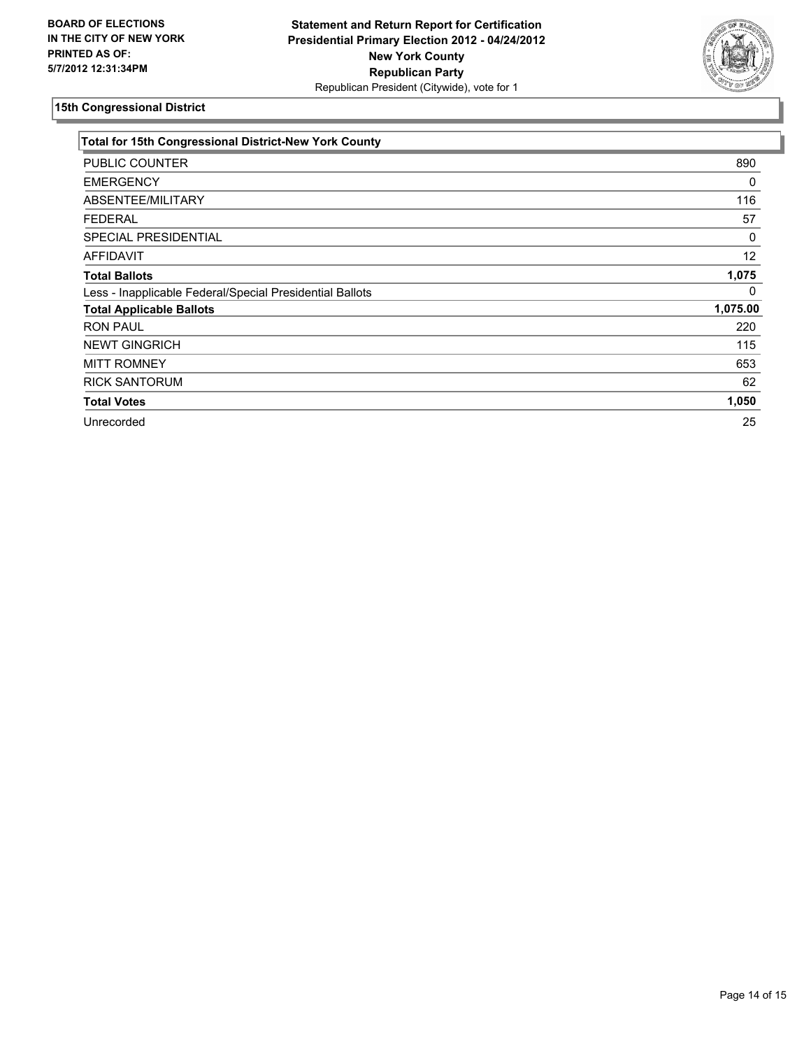**BOARD OF ELECTIONS IN THE CITY OF NEW YORK PRINTED AS OF: 5/7/2012 12:31:34PM**

**Statement and Return Report for Certification Presidential Primary Election 2012 - 04/24/2012 New York County Republican Party**

Republican President (Citywide), vote for 1

## 15th Congressional District

| Total for 15th Congressional District-New York County | |
|---|---|
| PUBLIC COUNTER | 890 |
| EMERGENCY | 0 |
| ABSENTEE/MILITARY | 116 |
| FEDERAL | 57 |
| SPECIAL PRESIDENTIAL | 0 |
| AFFIDAVIT | 12 |
| **Total Ballots** | **1,075** |
| Less - Inapplicable Federal/Special Presidential Ballots | 0 |
| **Total Applicable Ballots** | **1,075.00** |
| RON PAUL | 220 |
| NEWT GINGRICH | 115 |
| MITT ROMNEY | 653 |
| RICK SANTORUM | 62 |
| **Total Votes** | **1,050** |
| Unrecorded | 25 |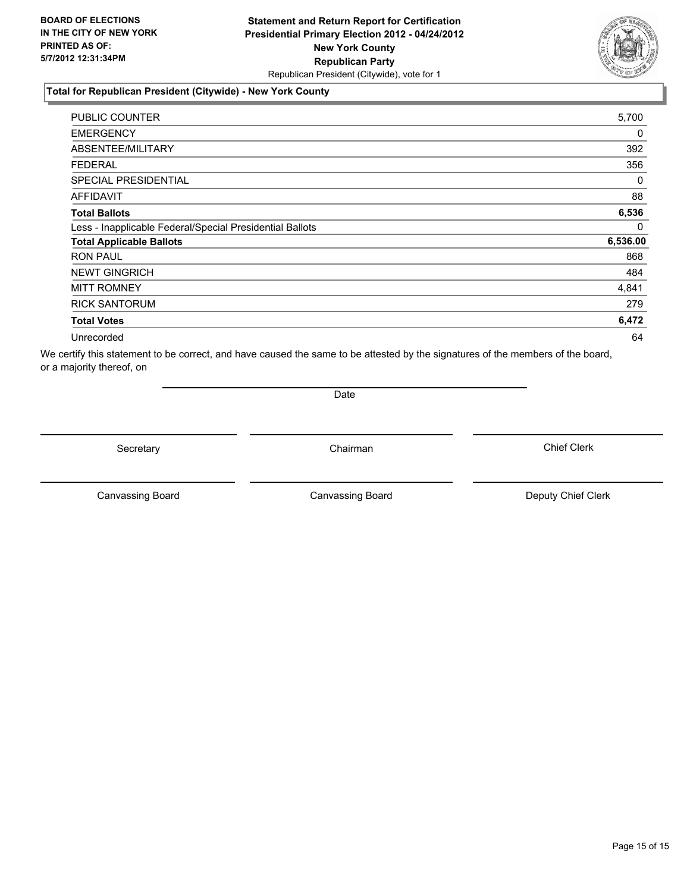**BOARD OF ELECTIONS IN THE CITY OF NEW YORK**
**PRINTED AS OF: 5/7/2012 12:31:34PM**

**Statement and Return Report for Certification**
**Presidential Primary Election 2012 - 04/24/2012**
**New York County**
**Republican Party**
Republican President (Citywide), vote for 1

### Total for Republican President (Citywide) - New York County

| | |
|---|---|
| PUBLIC COUNTER | 5,700 |
| EMERGENCY | 0 |
| ABSENTEE/MILITARY | 392 |
| FEDERAL | 356 |
| SPECIAL PRESIDENTIAL | 0 |
| AFFIDAVIT | 88 |
| **Total Ballots** | **6,536** |
| Less - Inapplicable Federal/Special Presidential Ballots | 0 |
| **Total Applicable Ballots** | **6,536.00** |
| RON PAUL | 868 |
| NEWT GINGRICH | 484 |
| MITT ROMNEY | 4,841 |
| RICK SANTORUM | 279 |
| **Total Votes** | **6,472** |
| Unrecorded | 64 |

We certify this statement to be correct, and have caused the same to be attested by the signatures of the members of the board, or a majority thereof, on

Date

Secretary    Chairman    Chief Clerk

Canvassing Board    Canvassing Board    Deputy Chief Clerk